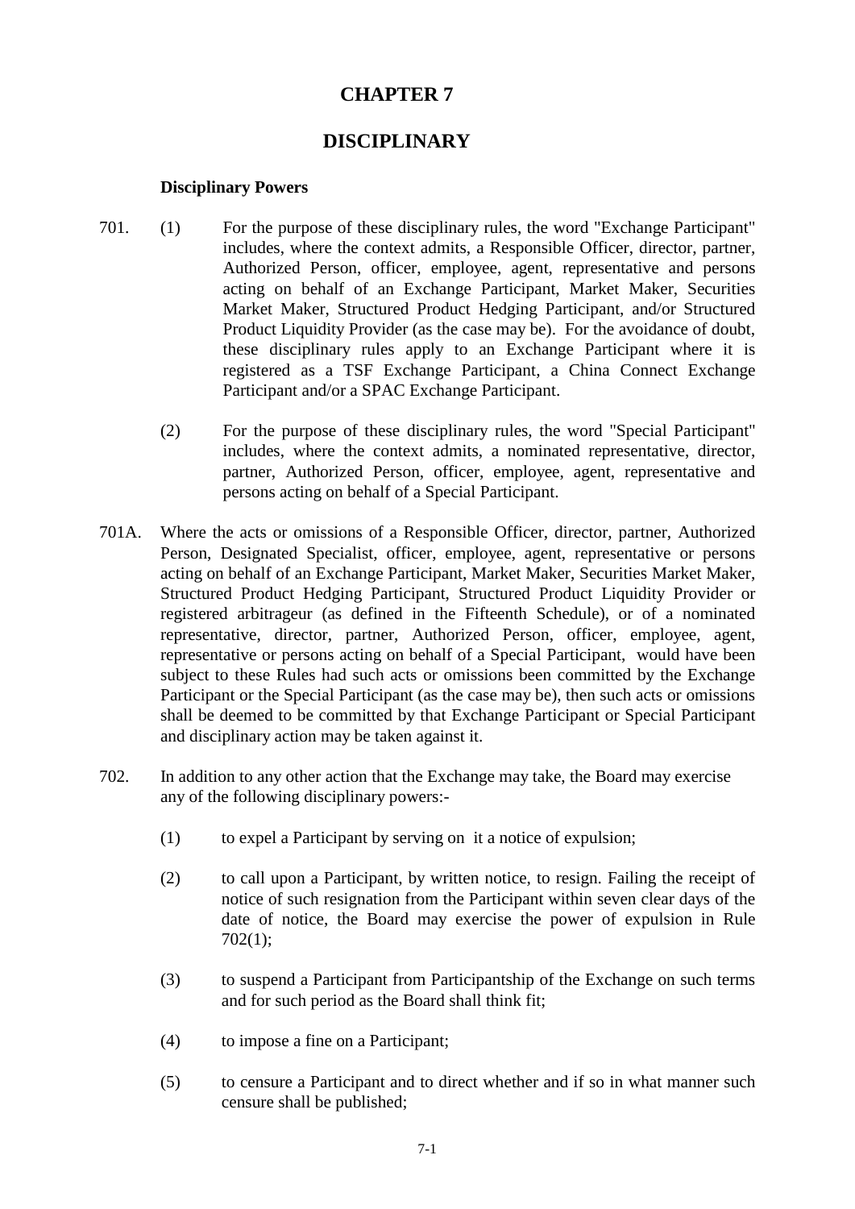# CHAPTER 7

# DISCIPLINARY

### Disciplinary Powers

701. (1) For the purpose of these disciplinary rules, the word "Exchange Participant" includes, where the context admits, a Responsible Officer, director, partner, Authorized Person, officer, employee, agent, representative and persons acting on behalf of an Exchange Participant, Market Maker, Securities Market Maker, Structured Product Hedging Participant, and/or Structured Product Liquidity Provider (as the case may be). For the avoidance of doubt, these disciplinary rules apply to an Exchange Participant where it is registered as a TSF Exchange Participant, a China Connect Exchange Participant and/or a SPAC Exchange Participant.

    (2) For the purpose of these disciplinary rules, the word "Special Participant" includes, where the context admits, a nominated representative, director, partner, Authorized Person, officer, employee, agent, representative and persons acting on behalf of a Special Participant.

701A. Where the acts or omissions of a Responsible Officer, director, partner, Authorized Person, Designated Specialist, officer, employee, agent, representative or persons acting on behalf of an Exchange Participant, Market Maker, Securities Market Maker, Structured Product Hedging Participant, Structured Product Liquidity Provider or registered arbitrageur (as defined in the Fifteenth Schedule), or of a nominated representative, director, partner, Authorized Person, officer, employee, agent, representative or persons acting on behalf of a Special Participant, would have been subject to these Rules had such acts or omissions been committed by the Exchange Participant or the Special Participant (as the case may be), then such acts or omissions shall be deemed to be committed by that Exchange Participant or Special Participant and disciplinary action may be taken against it.

702. In addition to any other action that the Exchange may take, the Board may exercise any of the following disciplinary powers:-

    (1) to expel a Participant by serving on it a notice of expulsion;

    (2) to call upon a Participant, by written notice, to resign. Failing the receipt of notice of such resignation from the Participant within seven clear days of the date of notice, the Board may exercise the power of expulsion in Rule 702(1);

    (3) to suspend a Participant from Participantship of the Exchange on such terms and for such period as the Board shall think fit;

    (4) to impose a fine on a Participant;

    (5) to censure a Participant and to direct whether and if so in what manner such censure shall be published;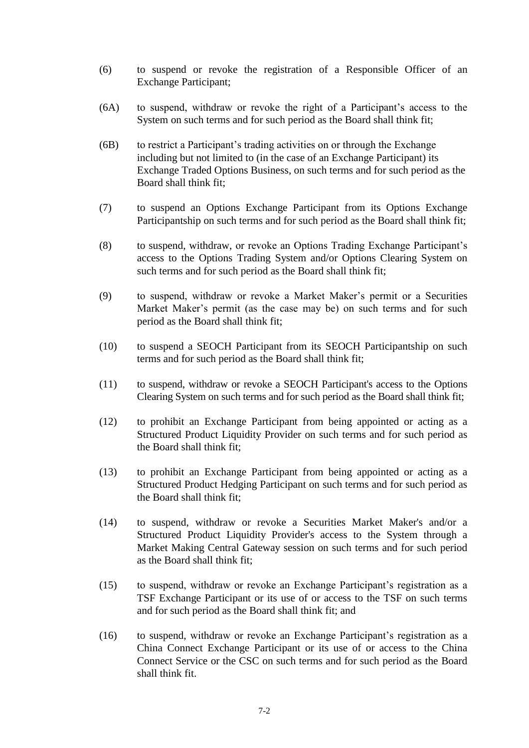(6) to suspend or revoke the registration of a Responsible Officer of an Exchange Participant;

(6A) to suspend, withdraw or revoke the right of a Participant's access to the System on such terms and for such period as the Board shall think fit;

(6B) to restrict a Participant's trading activities on or through the Exchange including but not limited to (in the case of an Exchange Participant) its Exchange Traded Options Business, on such terms and for such period as the Board shall think fit;

(7) to suspend an Options Exchange Participant from its Options Exchange Participantship on such terms and for such period as the Board shall think fit;

(8) to suspend, withdraw, or revoke an Options Trading Exchange Participant's access to the Options Trading System and/or Options Clearing System on such terms and for such period as the Board shall think fit;

(9) to suspend, withdraw or revoke a Market Maker's permit or a Securities Market Maker's permit (as the case may be) on such terms and for such period as the Board shall think fit;

(10) to suspend a SEOCH Participant from its SEOCH Participantship on such terms and for such period as the Board shall think fit;

(11) to suspend, withdraw or revoke a SEOCH Participant's access to the Options Clearing System on such terms and for such period as the Board shall think fit;

(12) to prohibit an Exchange Participant from being appointed or acting as a Structured Product Liquidity Provider on such terms and for such period as the Board shall think fit;

(13) to prohibit an Exchange Participant from being appointed or acting as a Structured Product Hedging Participant on such terms and for such period as the Board shall think fit;

(14) to suspend, withdraw or revoke a Securities Market Maker's and/or a Structured Product Liquidity Provider's access to the System through a Market Making Central Gateway session on such terms and for such period as the Board shall think fit;

(15) to suspend, withdraw or revoke an Exchange Participant's registration as a TSF Exchange Participant or its use of or access to the TSF on such terms and for such period as the Board shall think fit; and

(16) to suspend, withdraw or revoke an Exchange Participant's registration as a China Connect Exchange Participant or its use of or access to the China Connect Service or the CSC on such terms and for such period as the Board shall think fit.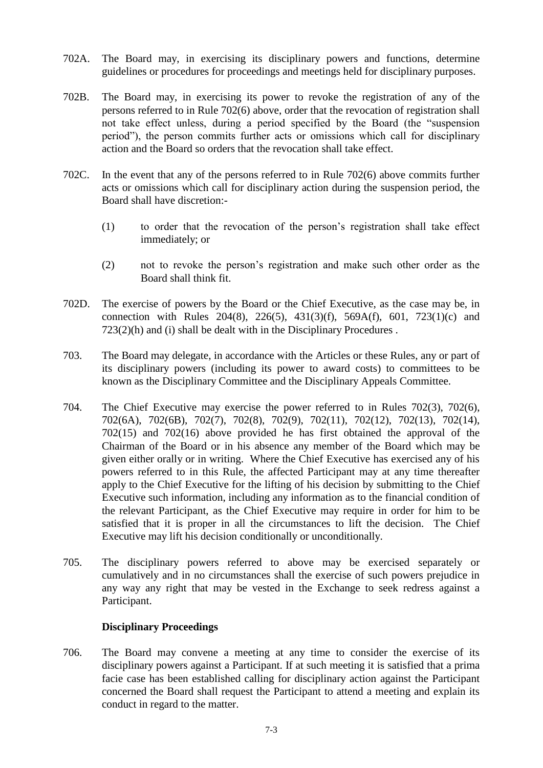702A. The Board may, in exercising its disciplinary powers and functions, determine guidelines or procedures for proceedings and meetings held for disciplinary purposes.

702B. The Board may, in exercising its power to revoke the registration of any of the persons referred to in Rule 702(6) above, order that the revocation of registration shall not take effect unless, during a period specified by the Board (the "suspension period"), the person commits further acts or omissions which call for disciplinary action and the Board so orders that the revocation shall take effect.

702C. In the event that any of the persons referred to in Rule 702(6) above commits further acts or omissions which call for disciplinary action during the suspension period, the Board shall have discretion:-

(1) to order that the revocation of the person's registration shall take effect immediately; or

(2) not to revoke the person's registration and make such other order as the Board shall think fit.

702D. The exercise of powers by the Board or the Chief Executive, as the case may be, in connection with Rules 204(8), 226(5), 431(3)(f), 569A(f), 601, 723(1)(c) and 723(2)(h) and (i) shall be dealt with in the Disciplinary Procedures .

703. The Board may delegate, in accordance with the Articles or these Rules, any or part of its disciplinary powers (including its power to award costs) to committees to be known as the Disciplinary Committee and the Disciplinary Appeals Committee.

704. The Chief Executive may exercise the power referred to in Rules 702(3), 702(6), 702(6A), 702(6B), 702(7), 702(8), 702(9), 702(11), 702(12), 702(13), 702(14), 702(15) and 702(16) above provided he has first obtained the approval of the Chairman of the Board or in his absence any member of the Board which may be given either orally or in writing. Where the Chief Executive has exercised any of his powers referred to in this Rule, the affected Participant may at any time thereafter apply to the Chief Executive for the lifting of his decision by submitting to the Chief Executive such information, including any information as to the financial condition of the relevant Participant, as the Chief Executive may require in order for him to be satisfied that it is proper in all the circumstances to lift the decision. The Chief Executive may lift his decision conditionally or unconditionally.

705. The disciplinary powers referred to above may be exercised separately or cumulatively and in no circumstances shall the exercise of such powers prejudice in any way any right that may be vested in the Exchange to seek redress against a Participant.

**Disciplinary Proceedings**

706. The Board may convene a meeting at any time to consider the exercise of its disciplinary powers against a Participant. If at such meeting it is satisfied that a prima facie case has been established calling for disciplinary action against the Participant concerned the Board shall request the Participant to attend a meeting and explain its conduct in regard to the matter.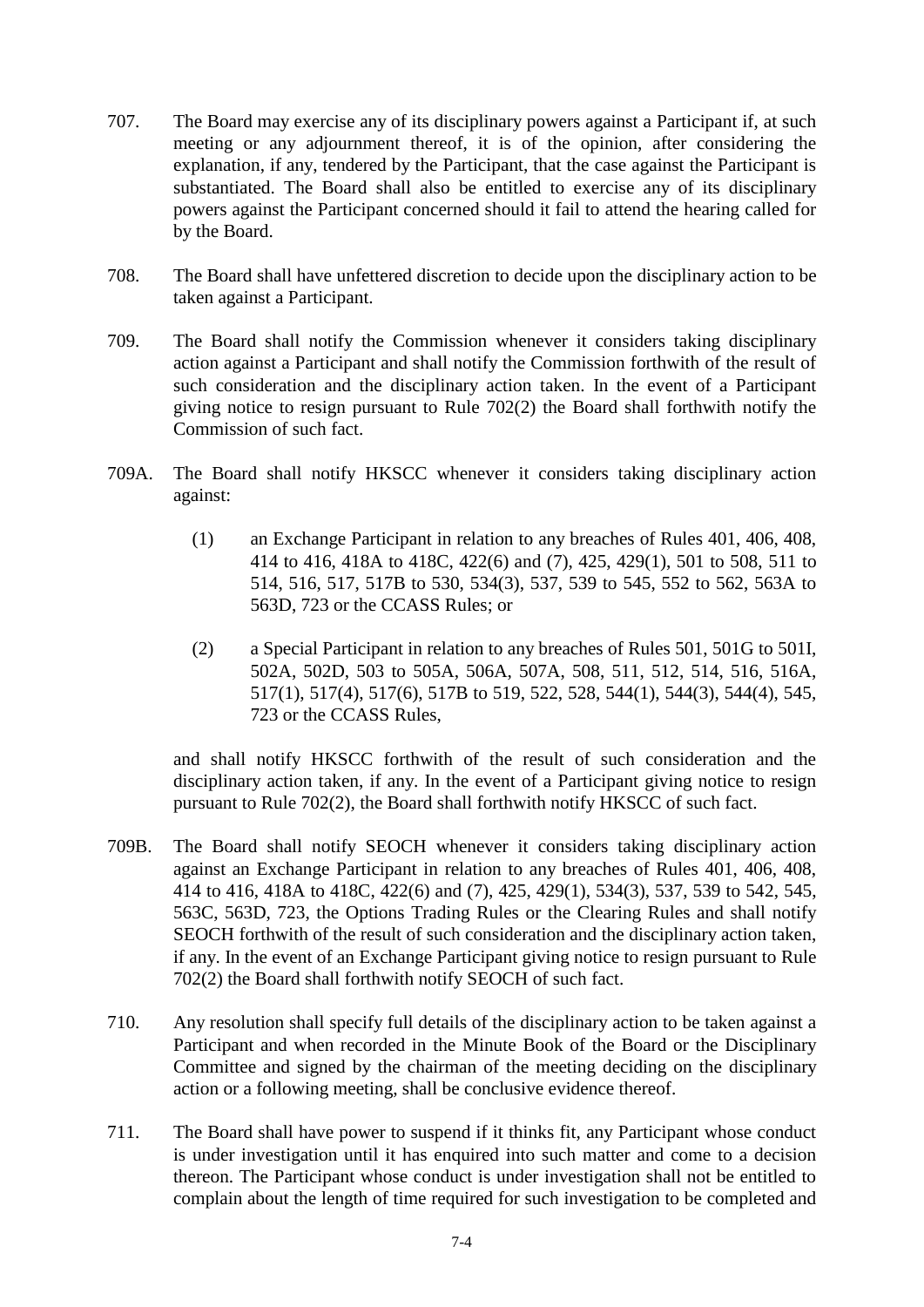707. The Board may exercise any of its disciplinary powers against a Participant if, at such meeting or any adjournment thereof, it is of the opinion, after considering the explanation, if any, tendered by the Participant, that the case against the Participant is substantiated. The Board shall also be entitled to exercise any of its disciplinary powers against the Participant concerned should it fail to attend the hearing called for by the Board.

708. The Board shall have unfettered discretion to decide upon the disciplinary action to be taken against a Participant.

709. The Board shall notify the Commission whenever it considers taking disciplinary action against a Participant and shall notify the Commission forthwith of the result of such consideration and the disciplinary action taken. In the event of a Participant giving notice to resign pursuant to Rule 702(2) the Board shall forthwith notify the Commission of such fact.

709A. The Board shall notify HKSCC whenever it considers taking disciplinary action against:

   (1) an Exchange Participant in relation to any breaches of Rules 401, 406, 408, 414 to 416, 418A to 418C, 422(6) and (7), 425, 429(1), 501 to 508, 511 to 514, 516, 517, 517B to 530, 534(3), 537, 539 to 545, 552 to 562, 563A to 563D, 723 or the CCASS Rules; or

   (2) a Special Participant in relation to any breaches of Rules 501, 501G to 501I, 502A, 502D, 503 to 505A, 506A, 507A, 508, 511, 512, 514, 516, 516A, 517(1), 517(4), 517(6), 517B to 519, 522, 528, 544(1), 544(3), 544(4), 545, 723 or the CCASS Rules,

   and shall notify HKSCC forthwith of the result of such consideration and the disciplinary action taken, if any. In the event of a Participant giving notice to resign pursuant to Rule 702(2), the Board shall forthwith notify HKSCC of such fact.

709B. The Board shall notify SEOCH whenever it considers taking disciplinary action against an Exchange Participant in relation to any breaches of Rules 401, 406, 408, 414 to 416, 418A to 418C, 422(6) and (7), 425, 429(1), 534(3), 537, 539 to 542, 545, 563C, 563D, 723, the Options Trading Rules or the Clearing Rules and shall notify SEOCH forthwith of the result of such consideration and the disciplinary action taken, if any. In the event of an Exchange Participant giving notice to resign pursuant to Rule 702(2) the Board shall forthwith notify SEOCH of such fact.

710. Any resolution shall specify full details of the disciplinary action to be taken against a Participant and when recorded in the Minute Book of the Board or the Disciplinary Committee and signed by the chairman of the meeting deciding on the disciplinary action or a following meeting, shall be conclusive evidence thereof.

711. The Board shall have power to suspend if it thinks fit, any Participant whose conduct is under investigation until it has enquired into such matter and come to a decision thereon. The Participant whose conduct is under investigation shall not be entitled to complain about the length of time required for such investigation to be completed and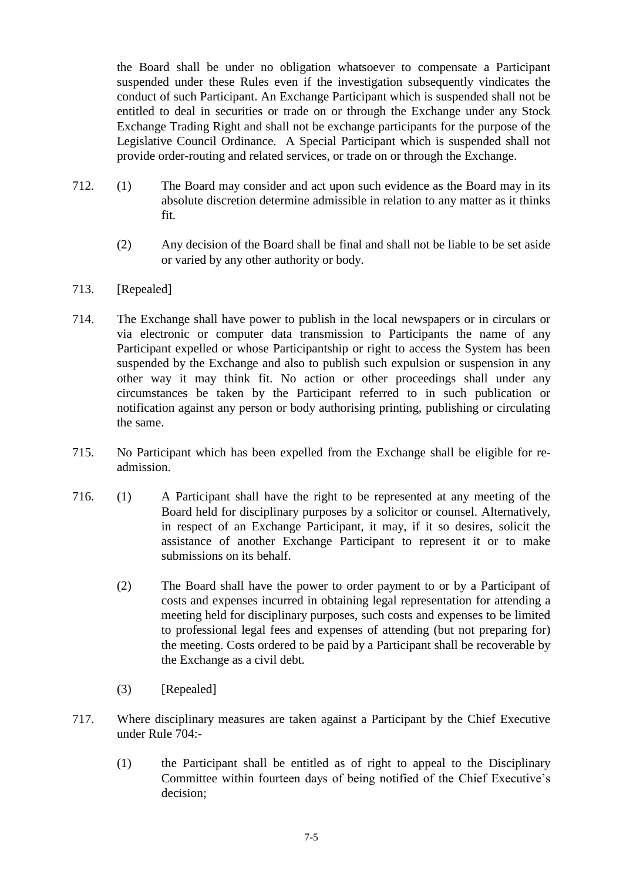the Board shall be under no obligation whatsoever to compensate a Participant suspended under these Rules even if the investigation subsequently vindicates the conduct of such Participant. An Exchange Participant which is suspended shall not be entitled to deal in securities or trade on or through the Exchange under any Stock Exchange Trading Right and shall not be exchange participants for the purpose of the Legislative Council Ordinance. A Special Participant which is suspended shall not provide order-routing and related services, or trade on or through the Exchange.

712. (1) The Board may consider and act upon such evidence as the Board may in its absolute discretion determine admissible in relation to any matter as it thinks fit.

(2) Any decision of the Board shall be final and shall not be liable to be set aside or varied by any other authority or body.

713. [Repealed]

714. The Exchange shall have power to publish in the local newspapers or in circulars or via electronic or computer data transmission to Participants the name of any Participant expelled or whose Participantship or right to access the System has been suspended by the Exchange and also to publish such expulsion or suspension in any other way it may think fit. No action or other proceedings shall under any circumstances be taken by the Participant referred to in such publication or notification against any person or body authorising printing, publishing or circulating the same.

715. No Participant which has been expelled from the Exchange shall be eligible for re-admission.

716. (1) A Participant shall have the right to be represented at any meeting of the Board held for disciplinary purposes by a solicitor or counsel. Alternatively, in respect of an Exchange Participant, it may, if it so desires, solicit the assistance of another Exchange Participant to represent it or to make submissions on its behalf.

(2) The Board shall have the power to order payment to or by a Participant of costs and expenses incurred in obtaining legal representation for attending a meeting held for disciplinary purposes, such costs and expenses to be limited to professional legal fees and expenses of attending (but not preparing for) the meeting. Costs ordered to be paid by a Participant shall be recoverable by the Exchange as a civil debt.

(3) [Repealed]

717. Where disciplinary measures are taken against a Participant by the Chief Executive under Rule 704:-

(1) the Participant shall be entitled as of right to appeal to the Disciplinary Committee within fourteen days of being notified of the Chief Executive's decision;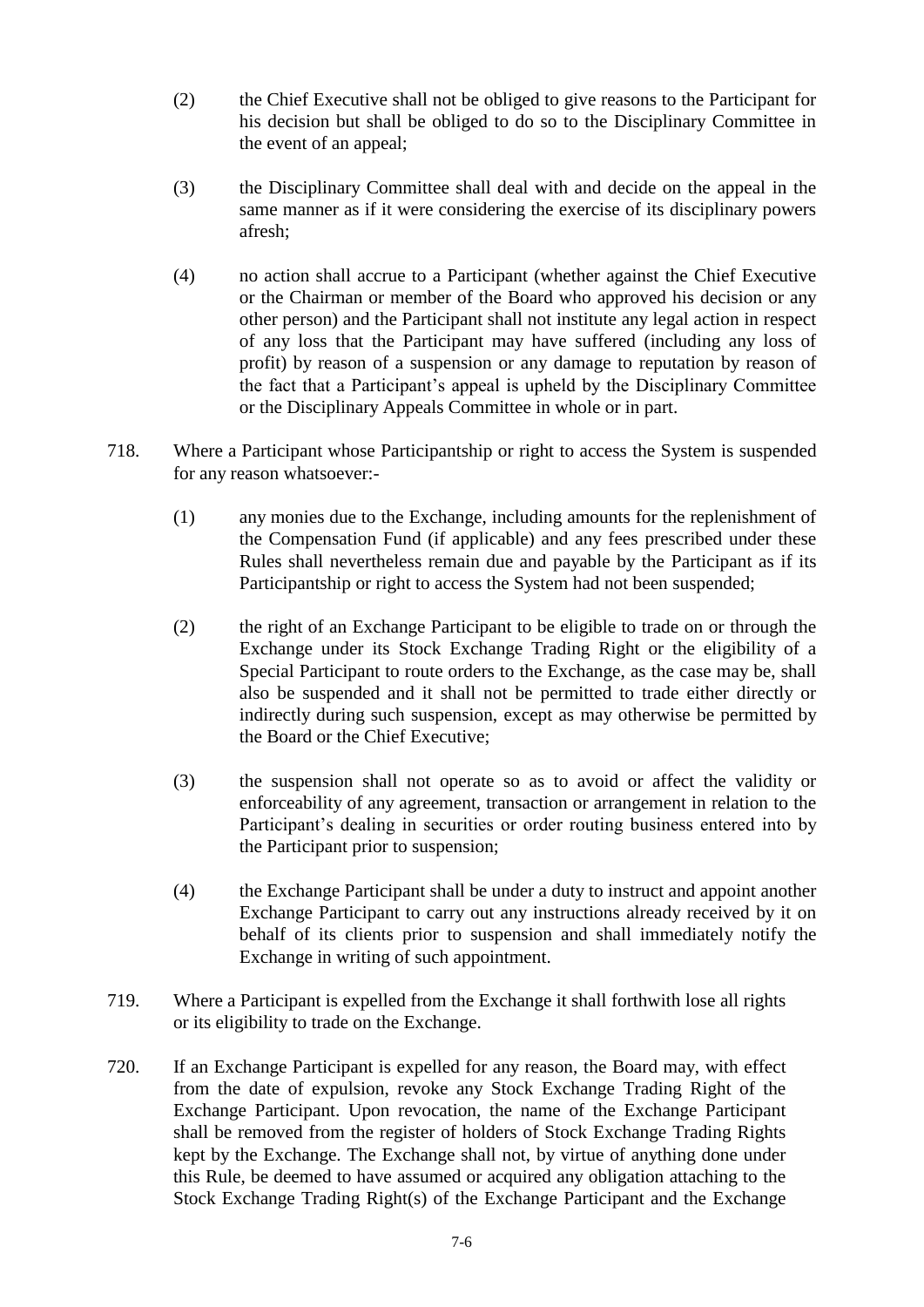(2) the Chief Executive shall not be obliged to give reasons to the Participant for his decision but shall be obliged to do so to the Disciplinary Committee in the event of an appeal;

(3) the Disciplinary Committee shall deal with and decide on the appeal in the same manner as if it were considering the exercise of its disciplinary powers afresh;

(4) no action shall accrue to a Participant (whether against the Chief Executive or the Chairman or member of the Board who approved his decision or any other person) and the Participant shall not institute any legal action in respect of any loss that the Participant may have suffered (including any loss of profit) by reason of a suspension or any damage to reputation by reason of the fact that a Participant's appeal is upheld by the Disciplinary Committee or the Disciplinary Appeals Committee in whole or in part.

718. Where a Participant whose Participantship or right to access the System is suspended for any reason whatsoever:-

(1) any monies due to the Exchange, including amounts for the replenishment of the Compensation Fund (if applicable) and any fees prescribed under these Rules shall nevertheless remain due and payable by the Participant as if its Participantship or right to access the System had not been suspended;

(2) the right of an Exchange Participant to be eligible to trade on or through the Exchange under its Stock Exchange Trading Right or the eligibility of a Special Participant to route orders to the Exchange, as the case may be, shall also be suspended and it shall not be permitted to trade either directly or indirectly during such suspension, except as may otherwise be permitted by the Board or the Chief Executive;

(3) the suspension shall not operate so as to avoid or affect the validity or enforceability of any agreement, transaction or arrangement in relation to the Participant's dealing in securities or order routing business entered into by the Participant prior to suspension;

(4) the Exchange Participant shall be under a duty to instruct and appoint another Exchange Participant to carry out any instructions already received by it on behalf of its clients prior to suspension and shall immediately notify the Exchange in writing of such appointment.

719. Where a Participant is expelled from the Exchange it shall forthwith lose all rights or its eligibility to trade on the Exchange.

720. If an Exchange Participant is expelled for any reason, the Board may, with effect from the date of expulsion, revoke any Stock Exchange Trading Right of the Exchange Participant. Upon revocation, the name of the Exchange Participant shall be removed from the register of holders of Stock Exchange Trading Rights kept by the Exchange. The Exchange shall not, by virtue of anything done under this Rule, be deemed to have assumed or acquired any obligation attaching to the Stock Exchange Trading Right(s) of the Exchange Participant and the Exchange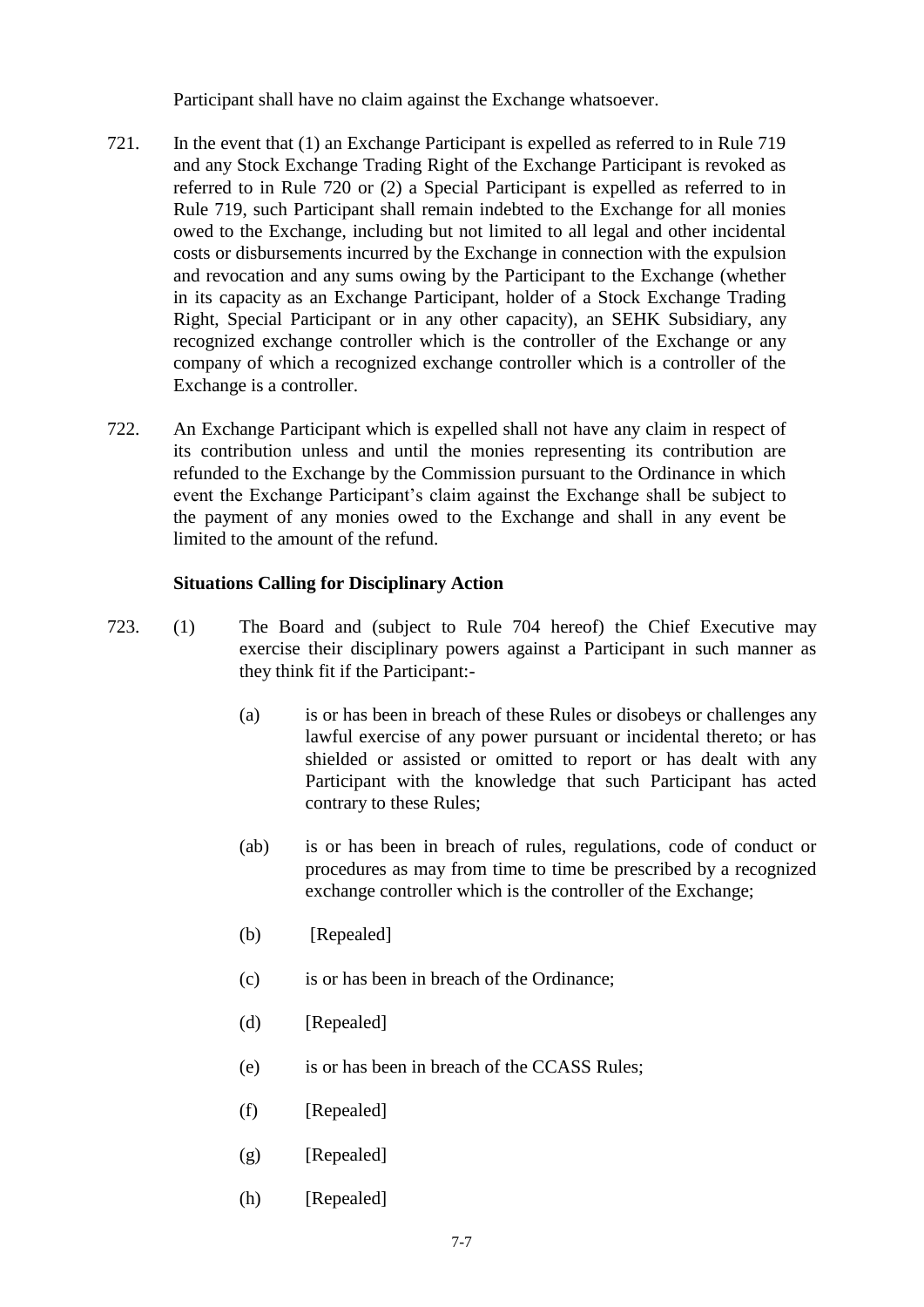Participant shall have no claim against the Exchange whatsoever.

721. In the event that (1) an Exchange Participant is expelled as referred to in Rule 719 and any Stock Exchange Trading Right of the Exchange Participant is revoked as referred to in Rule 720 or (2) a Special Participant is expelled as referred to in Rule 719, such Participant shall remain indebted to the Exchange for all monies owed to the Exchange, including but not limited to all legal and other incidental costs or disbursements incurred by the Exchange in connection with the expulsion and revocation and any sums owing by the Participant to the Exchange (whether in its capacity as an Exchange Participant, holder of a Stock Exchange Trading Right, Special Participant or in any other capacity), an SEHK Subsidiary, any recognized exchange controller which is the controller of the Exchange or any company of which a recognized exchange controller which is a controller of the Exchange is a controller.

722. An Exchange Participant which is expelled shall not have any claim in respect of its contribution unless and until the monies representing its contribution are refunded to the Exchange by the Commission pursuant to the Ordinance in which event the Exchange Participant's claim against the Exchange shall be subject to the payment of any monies owed to the Exchange and shall in any event be limited to the amount of the refund.

**Situations Calling for Disciplinary Action**

723. (1) The Board and (subject to Rule 704 hereof) the Chief Executive may exercise their disciplinary powers against a Participant in such manner as they think fit if the Participant:-

(a) is or has been in breach of these Rules or disobeys or challenges any lawful exercise of any power pursuant or incidental thereto; or has shielded or assisted or omitted to report or has dealt with any Participant with the knowledge that such Participant has acted contrary to these Rules;

(ab) is or has been in breach of rules, regulations, code of conduct or procedures as may from time to time be prescribed by a recognized exchange controller which is the controller of the Exchange;

(b) [Repealed]

(c) is or has been in breach of the Ordinance;

(d) [Repealed]

(e) is or has been in breach of the CCASS Rules;

(f) [Repealed]

(g) [Repealed]

(h) [Repealed]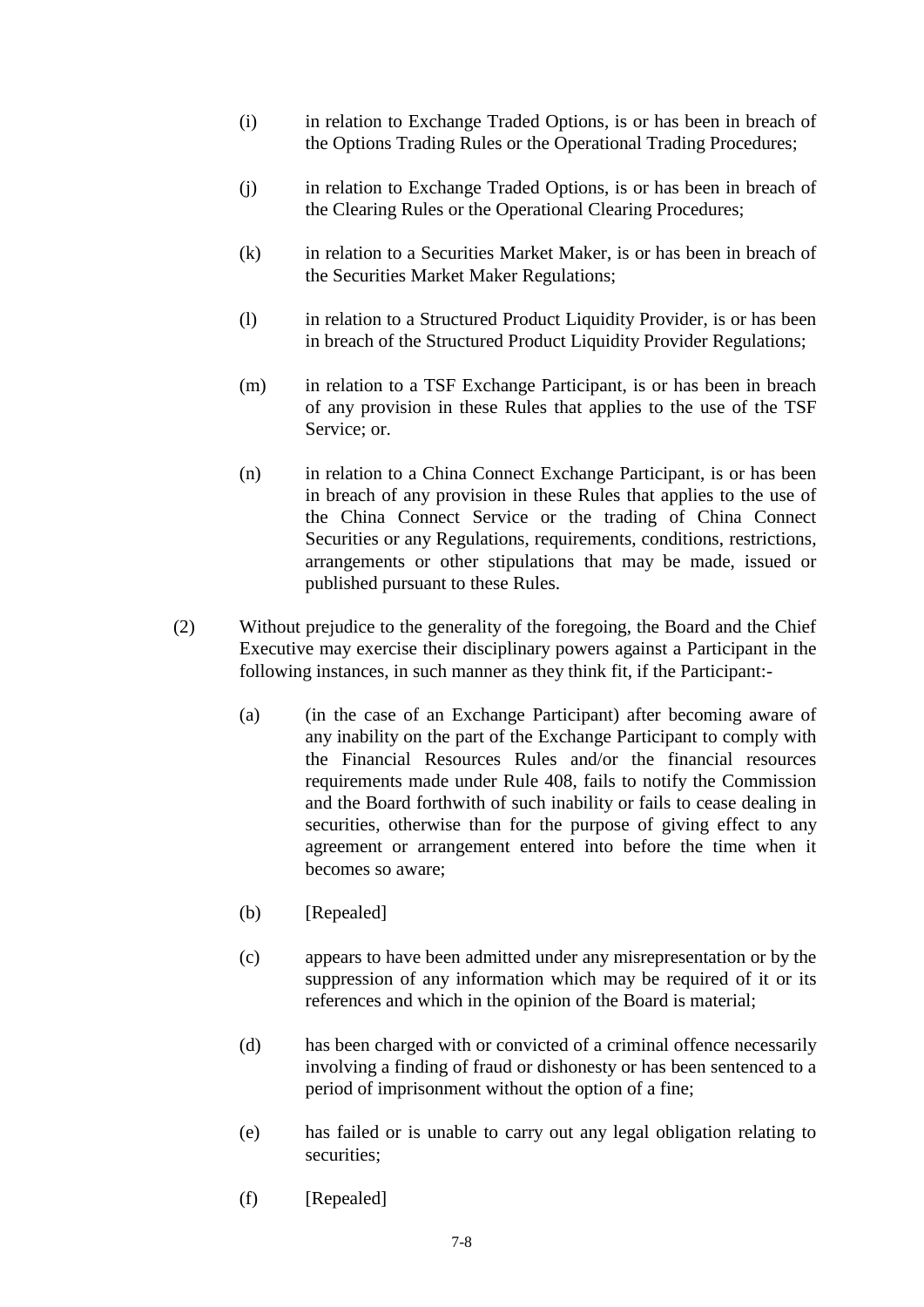(i) in relation to Exchange Traded Options, is or has been in breach of the Options Trading Rules or the Operational Trading Procedures;

(j) in relation to Exchange Traded Options, is or has been in breach of the Clearing Rules or the Operational Clearing Procedures;

(k) in relation to a Securities Market Maker, is or has been in breach of the Securities Market Maker Regulations;

(l) in relation to a Structured Product Liquidity Provider, is or has been in breach of the Structured Product Liquidity Provider Regulations;

(m) in relation to a TSF Exchange Participant, is or has been in breach of any provision in these Rules that applies to the use of the TSF Service; or.

(n) in relation to a China Connect Exchange Participant, is or has been in breach of any provision in these Rules that applies to the use of the China Connect Service or the trading of China Connect Securities or any Regulations, requirements, conditions, restrictions, arrangements or other stipulations that may be made, issued or published pursuant to these Rules.

(2) Without prejudice to the generality of the foregoing, the Board and the Chief Executive may exercise their disciplinary powers against a Participant in the following instances, in such manner as they think fit, if the Participant:-

(a) (in the case of an Exchange Participant) after becoming aware of any inability on the part of the Exchange Participant to comply with the Financial Resources Rules and/or the financial resources requirements made under Rule 408, fails to notify the Commission and the Board forthwith of such inability or fails to cease dealing in securities, otherwise than for the purpose of giving effect to any agreement or arrangement entered into before the time when it becomes so aware;

(b) [Repealed]

(c) appears to have been admitted under any misrepresentation or by the suppression of any information which may be required of it or its references and which in the opinion of the Board is material;

(d) has been charged with or convicted of a criminal offence necessarily involving a finding of fraud or dishonesty or has been sentenced to a period of imprisonment without the option of a fine;

(e) has failed or is unable to carry out any legal obligation relating to securities;

(f) [Repealed]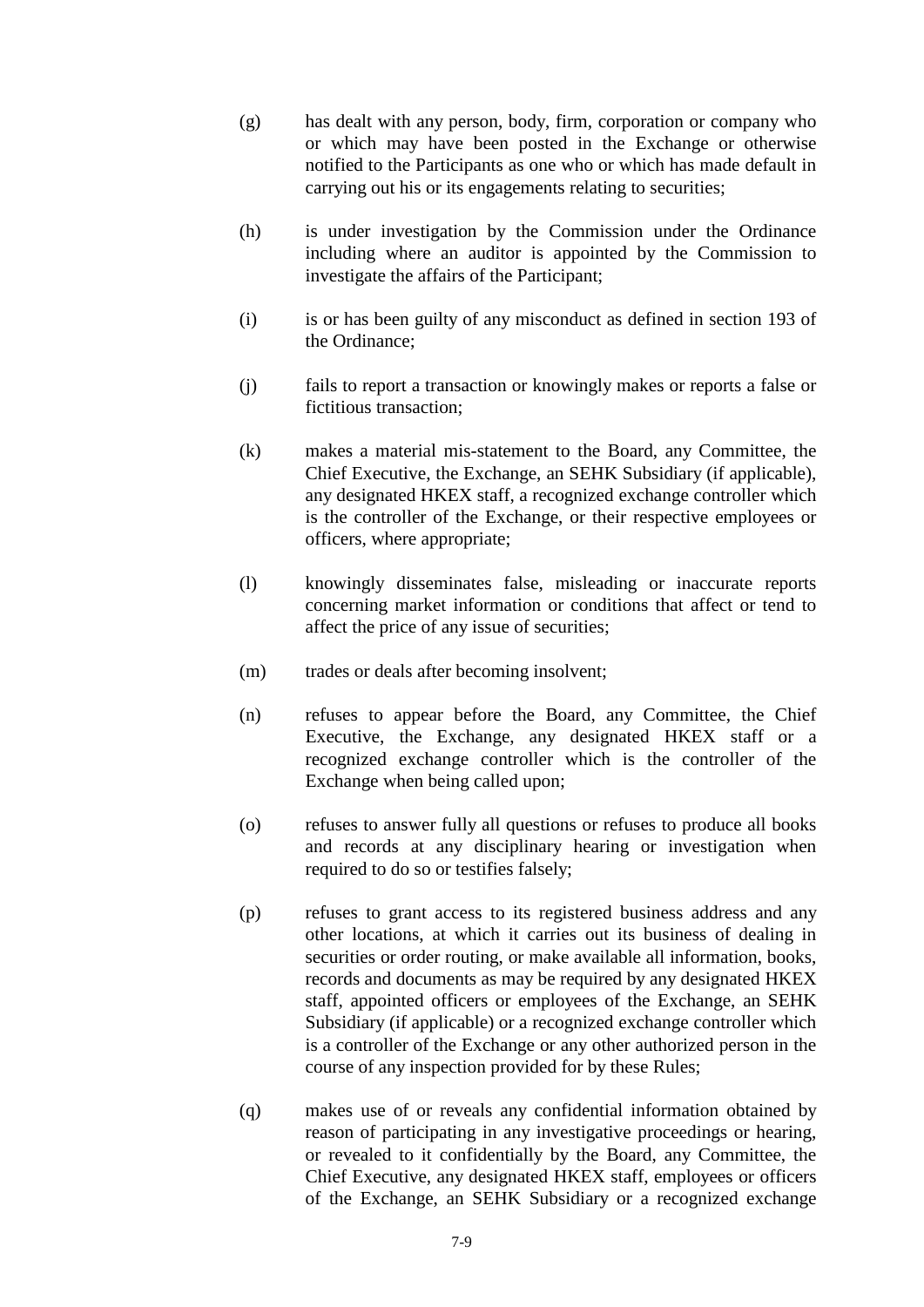(g) has dealt with any person, body, firm, corporation or company who or which may have been posted in the Exchange or otherwise notified to the Participants as one who or which has made default in carrying out his or its engagements relating to securities;

(h) is under investigation by the Commission under the Ordinance including where an auditor is appointed by the Commission to investigate the affairs of the Participant;

(i) is or has been guilty of any misconduct as defined in section 193 of the Ordinance;

(j) fails to report a transaction or knowingly makes or reports a false or fictitious transaction;

(k) makes a material mis-statement to the Board, any Committee, the Chief Executive, the Exchange, an SEHK Subsidiary (if applicable), any designated HKEX staff, a recognized exchange controller which is the controller of the Exchange, or their respective employees or officers, where appropriate;

(l) knowingly disseminates false, misleading or inaccurate reports concerning market information or conditions that affect or tend to affect the price of any issue of securities;

(m) trades or deals after becoming insolvent;

(n) refuses to appear before the Board, any Committee, the Chief Executive, the Exchange, any designated HKEX staff or a recognized exchange controller which is the controller of the Exchange when being called upon;

(o) refuses to answer fully all questions or refuses to produce all books and records at any disciplinary hearing or investigation when required to do so or testifies falsely;

(p) refuses to grant access to its registered business address and any other locations, at which it carries out its business of dealing in securities or order routing, or make available all information, books, records and documents as may be required by any designated HKEX staff, appointed officers or employees of the Exchange, an SEHK Subsidiary (if applicable) or a recognized exchange controller which is a controller of the Exchange or any other authorized person in the course of any inspection provided for by these Rules;

(q) makes use of or reveals any confidential information obtained by reason of participating in any investigative proceedings or hearing, or revealed to it confidentially by the Board, any Committee, the Chief Executive, any designated HKEX staff, employees or officers of the Exchange, an SEHK Subsidiary or a recognized exchange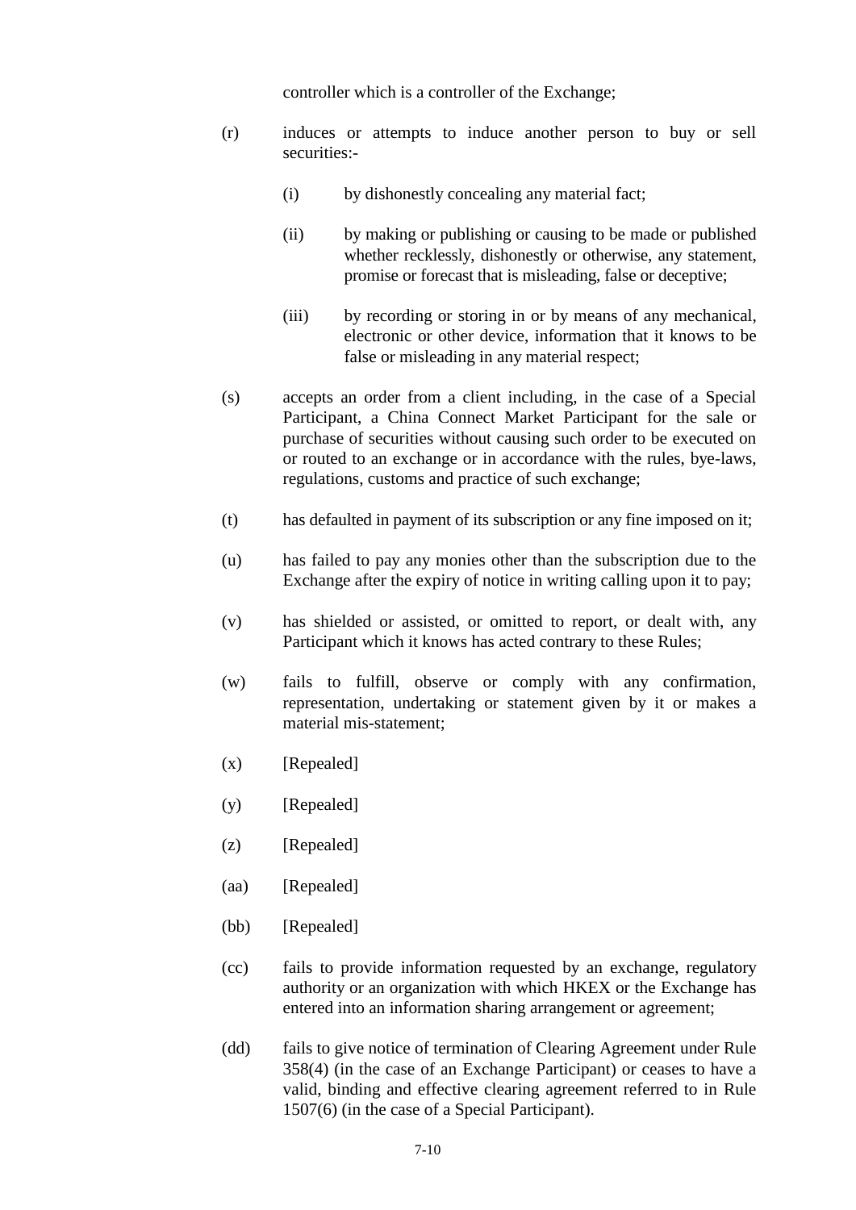controller which is a controller of the Exchange;

(r) induces or attempts to induce another person to buy or sell securities:-

  (i) by dishonestly concealing any material fact;

  (ii) by making or publishing or causing to be made or published whether recklessly, dishonestly or otherwise, any statement, promise or forecast that is misleading, false or deceptive;

  (iii) by recording or storing in or by means of any mechanical, electronic or other device, information that it knows to be false or misleading in any material respect;

(s) accepts an order from a client including, in the case of a Special Participant, a China Connect Market Participant for the sale or purchase of securities without causing such order to be executed on or routed to an exchange or in accordance with the rules, bye-laws, regulations, customs and practice of such exchange;

(t) has defaulted in payment of its subscription or any fine imposed on it;

(u) has failed to pay any monies other than the subscription due to the Exchange after the expiry of notice in writing calling upon it to pay;

(v) has shielded or assisted, or omitted to report, or dealt with, any Participant which it knows has acted contrary to these Rules;

(w) fails to fulfill, observe or comply with any confirmation, representation, undertaking or statement given by it or makes a material mis-statement;

(x) [Repealed]

(y) [Repealed]

(z) [Repealed]

(aa) [Repealed]

(bb) [Repealed]

(cc) fails to provide information requested by an exchange, regulatory authority or an organization with which HKEX or the Exchange has entered into an information sharing arrangement or agreement;

(dd) fails to give notice of termination of Clearing Agreement under Rule 358(4) (in the case of an Exchange Participant) or ceases to have a valid, binding and effective clearing agreement referred to in Rule 1507(6) (in the case of a Special Participant).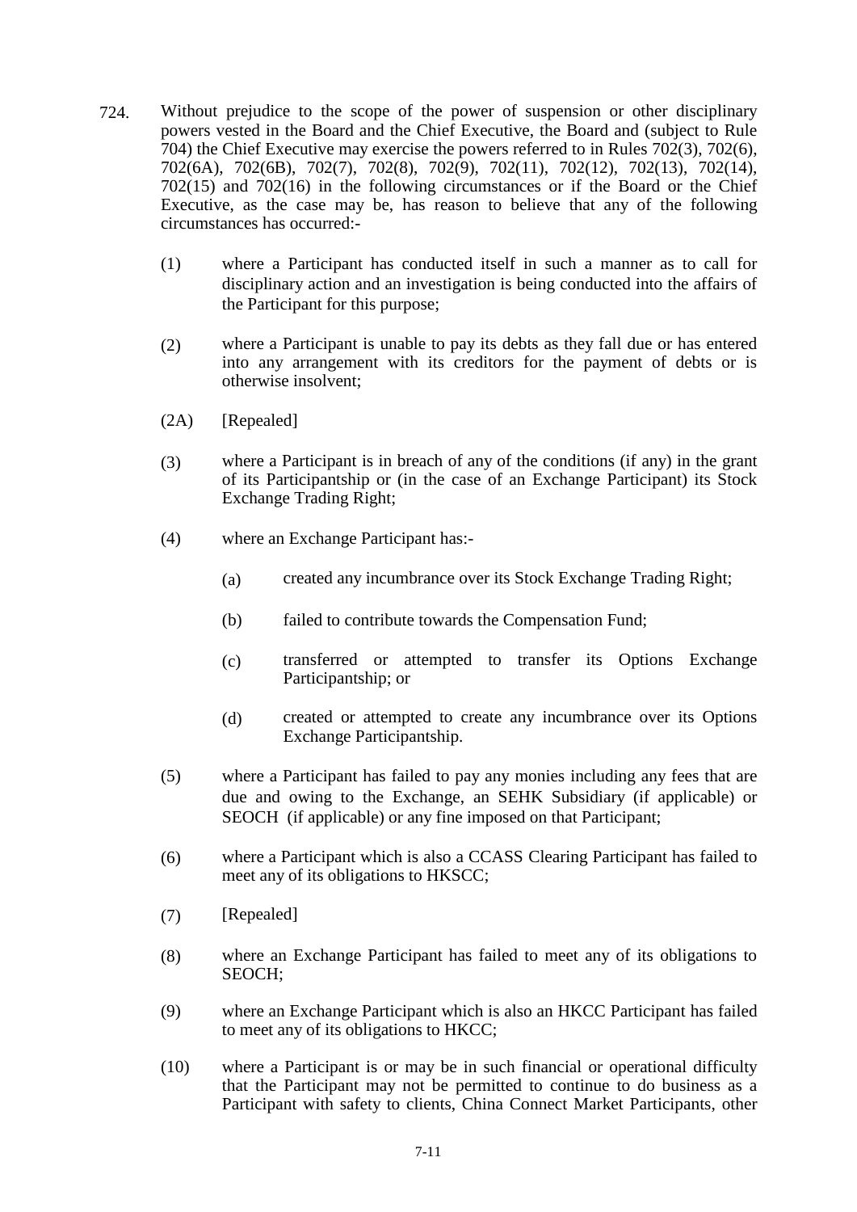724. Without prejudice to the scope of the power of suspension or other disciplinary powers vested in the Board and the Chief Executive, the Board and (subject to Rule 704) the Chief Executive may exercise the powers referred to in Rules 702(3), 702(6), 702(6A), 702(6B), 702(7), 702(8), 702(9), 702(11), 702(12), 702(13), 702(14), 702(15) and 702(16) in the following circumstances or if the Board or the Chief Executive, as the case may be, has reason to believe that any of the following circumstances has occurred:-

   (1) where a Participant has conducted itself in such a manner as to call for disciplinary action and an investigation is being conducted into the affairs of the Participant for this purpose;

   (2) where a Participant is unable to pay its debts as they fall due or has entered into any arrangement with its creditors for the payment of debts or is otherwise insolvent;

   (2A) [Repealed]

   (3) where a Participant is in breach of any of the conditions (if any) in the grant of its Participantship or (in the case of an Exchange Participant) its Stock Exchange Trading Right;

   (4) where an Exchange Participant has:-

      (a) created any incumbrance over its Stock Exchange Trading Right;

      (b) failed to contribute towards the Compensation Fund;

      (c) transferred or attempted to transfer its Options Exchange Participantship; or

      (d) created or attempted to create any incumbrance over its Options Exchange Participantship.

   (5) where a Participant has failed to pay any monies including any fees that are due and owing to the Exchange, an SEHK Subsidiary (if applicable) or SEOCH (if applicable) or any fine imposed on that Participant;

   (6) where a Participant which is also a CCASS Clearing Participant has failed to meet any of its obligations to HKSCC;

   (7) [Repealed]

   (8) where an Exchange Participant has failed to meet any of its obligations to SEOCH;

   (9) where an Exchange Participant which is also an HKCC Participant has failed to meet any of its obligations to HKCC;

   (10) where a Participant is or may be in such financial or operational difficulty that the Participant may not be permitted to continue to do business as a Participant with safety to clients, China Connect Market Participants, other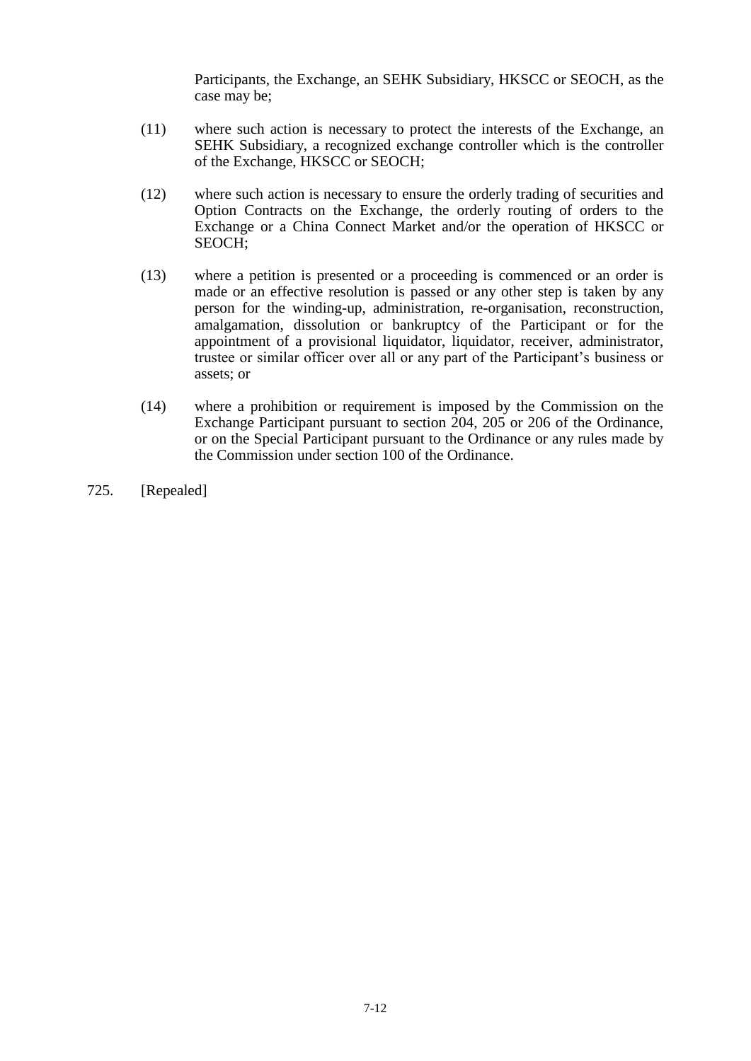Participants, the Exchange, an SEHK Subsidiary, HKSCC or SEOCH, as the case may be;

(11) where such action is necessary to protect the interests of the Exchange, an SEHK Subsidiary, a recognized exchange controller which is the controller of the Exchange, HKSCC or SEOCH;

(12) where such action is necessary to ensure the orderly trading of securities and Option Contracts on the Exchange, the orderly routing of orders to the Exchange or a China Connect Market and/or the operation of HKSCC or SEOCH;

(13) where a petition is presented or a proceeding is commenced or an order is made or an effective resolution is passed or any other step is taken by any person for the winding-up, administration, re-organisation, reconstruction, amalgamation, dissolution or bankruptcy of the Participant or for the appointment of a provisional liquidator, liquidator, receiver, administrator, trustee or similar officer over all or any part of the Participant's business or assets; or

(14) where a prohibition or requirement is imposed by the Commission on the Exchange Participant pursuant to section 204, 205 or 206 of the Ordinance, or on the Special Participant pursuant to the Ordinance or any rules made by the Commission under section 100 of the Ordinance.

725. [Repealed]